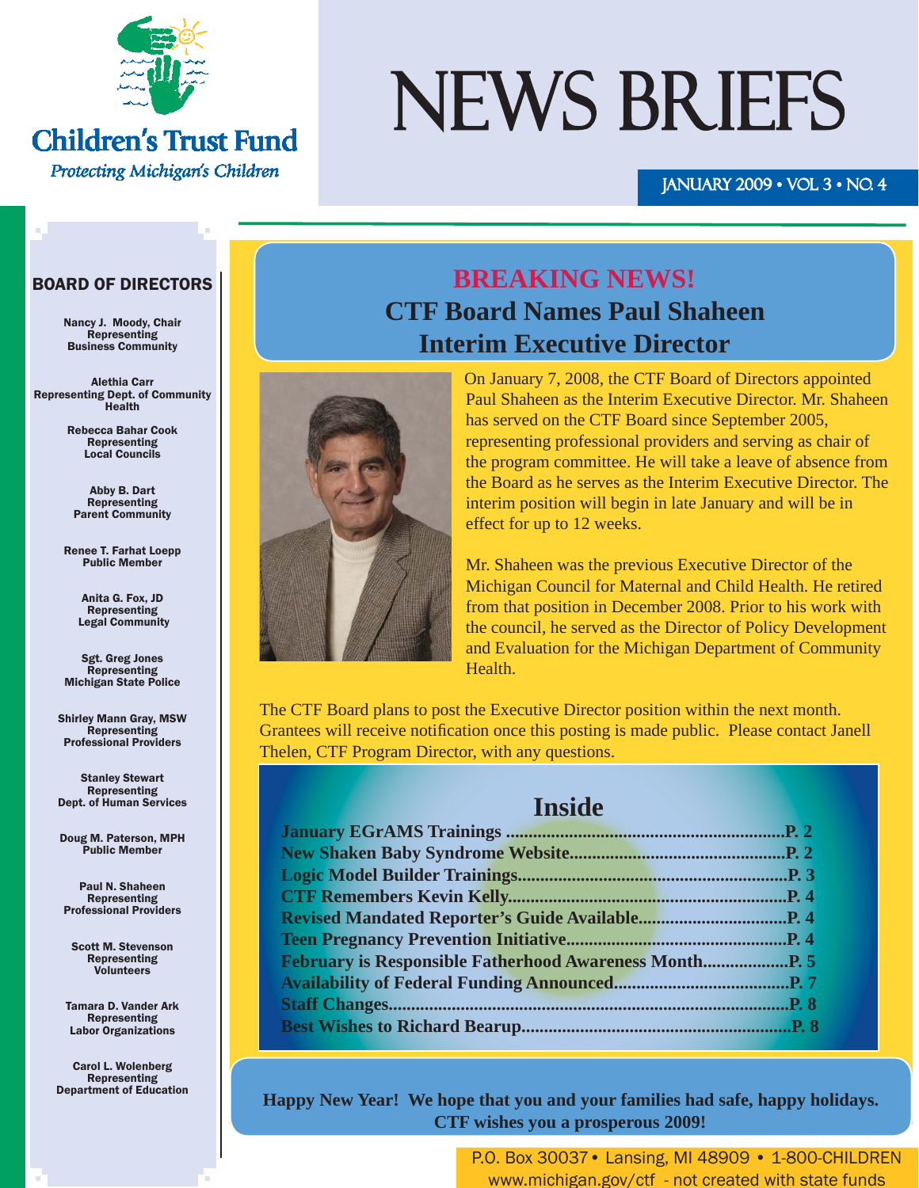# Children's Trust Fund

*Protecting Michigan's Children*

# NEWS BRIEFS

JANUARY 2009 • VOL 3 • NO. 4

## BOARD OF DIRECTORS

**Nancy J. Moody, Chair**
Representing
Business Community

**Alethia Carr**
Representing Dept. of Community Health

**Rebecca Bahar Cook**
Representing
Local Councils

**Abby B. Dart**
Representing
Parent Community

**Renee T. Farhat Loepp**
Public Member

**Anita G. Fox, JD**
Representing
Legal Community

**Sgt. Greg Jones**
Representing
Michigan State Police

**Shirley Mann Gray, MSW**
Representing
Professional Providers

**Stanley Stewart**
Representing
Dept. of Human Services

**Doug M. Paterson, MPH**
Public Member

**Paul N. Shaheen**
Representing
Professional Providers

**Scott M. Stevenson**
Representing
Volunteers

**Tamara D. Vander Ark**
Representing
Labor Organizations

**Carol L. Wolenberg**
Representing
Department of Education

## BREAKING NEWS!

## CTF Board Names Paul Shaheen Interim Executive Director

On January 7, 2008, the CTF Board of Directors appointed Paul Shaheen as the Interim Executive Director. Mr. Shaheen has served on the CTF Board since September 2005, representing professional providers and serving as chair of the program committee. He will take a leave of absence from the Board as he serves as the Interim Executive Director. The interim position will begin in late January and will be in effect for up to 12 weeks.

Mr. Shaheen was the previous Executive Director of the Michigan Council for Maternal and Child Health. He retired from that position in December 2008. Prior to his work with the council, he served as the Director of Policy Development and Evaluation for the Michigan Department of Community Health.

The CTF Board plans to post the Executive Director position within the next month. Grantees will receive notification once this posting is made public. Please contact Janell Thelen, CTF Program Director, with any questions.

## Inside

| | |
|---|---|
| January EGrAMS Trainings | P. 2 |
| New Shaken Baby Syndrome Website | P. 2 |
| Logic Model Builder Trainings | P. 3 |
| CTF Remembers Kevin Kelly | P. 4 |
| Revised Mandated Reporter's Guide Available | P. 4 |
| Teen Pregnancy Prevention Initiative | P. 4 |
| February is Responsible Fatherhood Awareness Month | P. 5 |
| Availability of Federal Funding Announced | P. 7 |
| Staff Changes | P. 8 |
| Best Wishes to Richard Bearup | P. 8 |

**Happy New Year! We hope that you and your families had safe, happy holidays. CTF wishes you a prosperous 2009!**

P.O. Box 30037 • Lansing, MI 48909 • 1-800-CHILDREN
www.michigan.gov/ctf - not created with state funds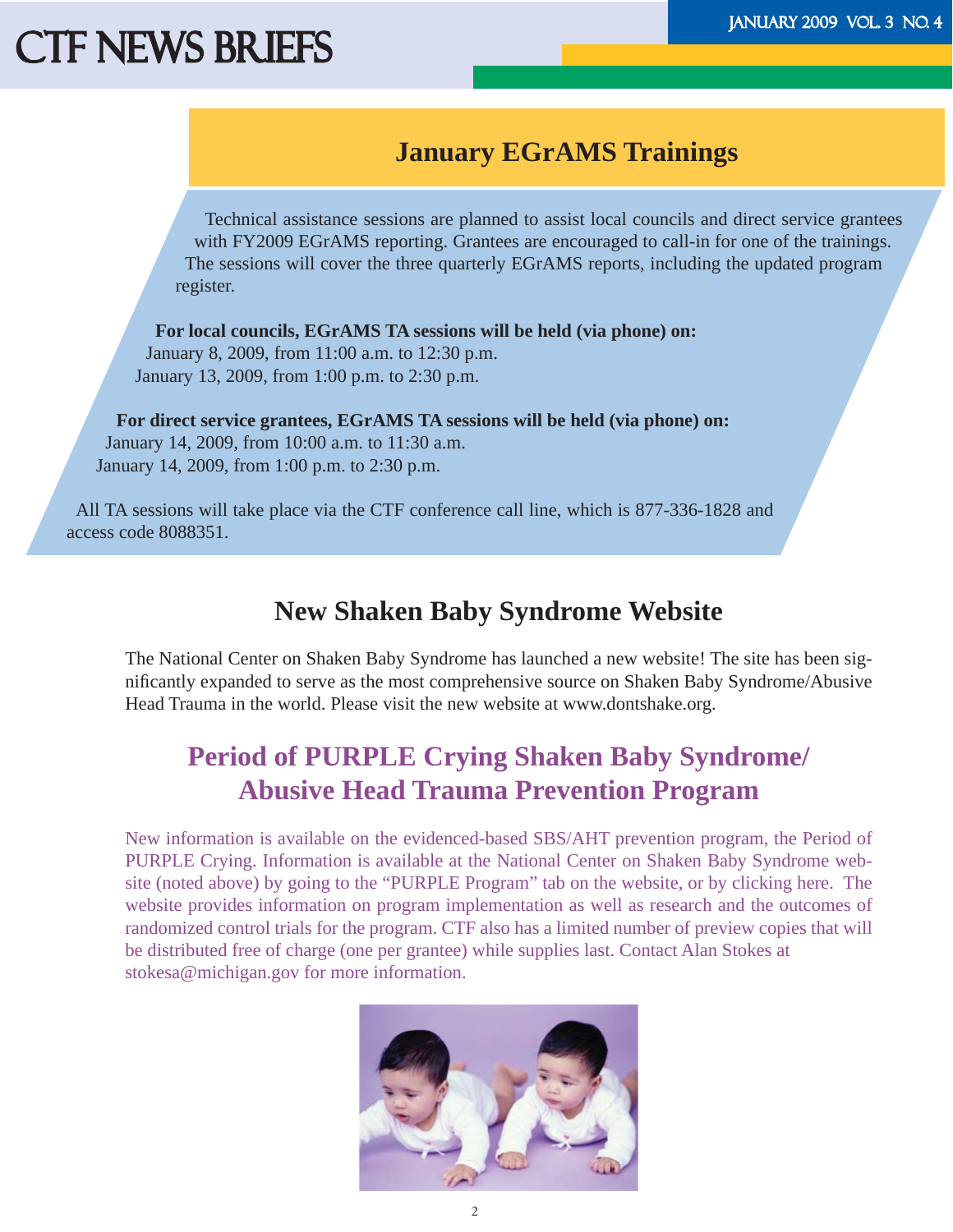## January EGrAMS Trainings

Technical assistance sessions are planned to assist local councils and direct service grantees with FY2009 EGrAMS reporting. Grantees are encouraged to call-in for one of the trainings. The sessions will cover the three quarterly EGrAMS reports, including the updated program register.

**For local councils, EGrAMS TA sessions will be held (via phone) on:**
January 8, 2009, from 11:00 a.m. to 12:30 p.m.
January 13, 2009, from 1:00 p.m. to 2:30 p.m.

**For direct service grantees, EGrAMS TA sessions will be held (via phone) on:**
January 14, 2009, from 10:00 a.m. to 11:30 a.m.
January 14, 2009, from 1:00 p.m. to 2:30 p.m.

All TA sessions will take place via the CTF conference call line, which is 877-336-1828 and access code 8088351.

## New Shaken Baby Syndrome Website

The National Center on Shaken Baby Syndrome has launched a new website! The site has been significantly expanded to serve as the most comprehensive source on Shaken Baby Syndrome/Abusive Head Trauma in the world. Please visit the new website at www.dontshake.org.

## Period of PURPLE Crying Shaken Baby Syndrome/ Abusive Head Trauma Prevention Program

New information is available on the evidenced-based SBS/AHT prevention program, the Period of PURPLE Crying. Information is available at the National Center on Shaken Baby Syndrome website (noted above) by going to the "PURPLE Program" tab on the website, or by clicking here. The website provides information on program implementation as well as research and the outcomes of randomized control trials for the program. CTF also has a limited number of preview copies that will be distributed free of charge (one per grantee) while supplies last. Contact Alan Stokes at stokesa@michigan.gov for more information.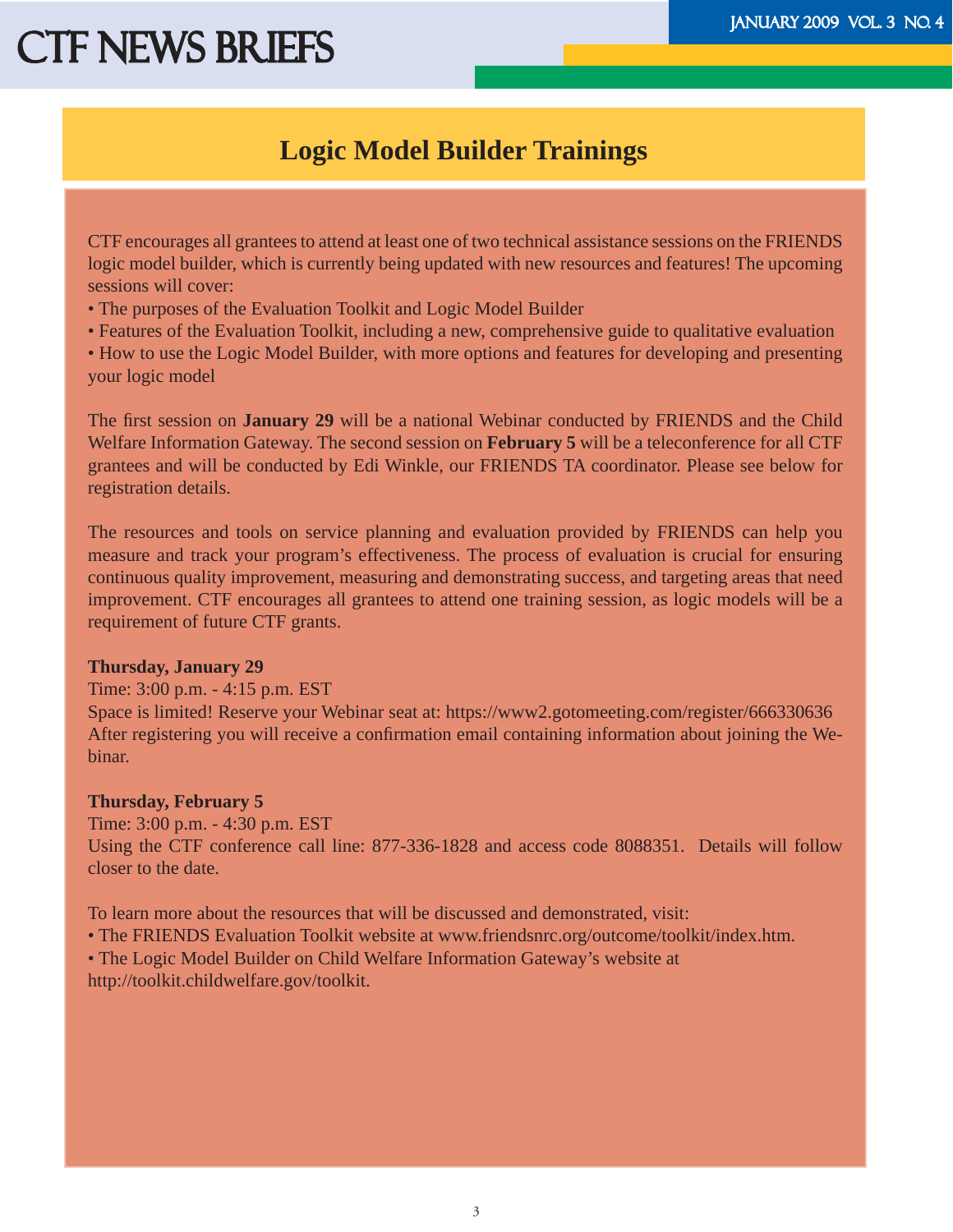## Logic Model Builder Trainings

CTF encourages all grantees to attend at least one of two technical assistance sessions on the FRIENDS logic model builder, which is currently being updated with new resources and features! The upcoming sessions will cover:

- The purposes of the Evaluation Toolkit and Logic Model Builder
- Features of the Evaluation Toolkit, including a new, comprehensive guide to qualitative evaluation
- How to use the Logic Model Builder, with more options and features for developing and presenting your logic model

The first session on **January 29** will be a national Webinar conducted by FRIENDS and the Child Welfare Information Gateway. The second session on **February 5** will be a teleconference for all CTF grantees and will be conducted by Edi Winkle, our FRIENDS TA coordinator. Please see below for registration details.

The resources and tools on service planning and evaluation provided by FRIENDS can help you measure and track your program's effectiveness. The process of evaluation is crucial for ensuring continuous quality improvement, measuring and demonstrating success, and targeting areas that need improvement. CTF encourages all grantees to attend one training session, as logic models will be a requirement of future CTF grants.

**Thursday, January 29**
Time: 3:00 p.m. - 4:15 p.m. EST
Space is limited! Reserve your Webinar seat at: https://www2.gotomeeting.com/register/666330636
After registering you will receive a confirmation email containing information about joining the Webinar.

**Thursday, February 5**
Time: 3:00 p.m. - 4:30 p.m. EST
Using the CTF conference call line: 877-336-1828 and access code 8088351. Details will follow closer to the date.

To learn more about the resources that will be discussed and demonstrated, visit:

- The FRIENDS Evaluation Toolkit website at www.friendsnrc.org/outcome/toolkit/index.htm.
- The Logic Model Builder on Child Welfare Information Gateway's website at http://toolkit.childwelfare.gov/toolkit.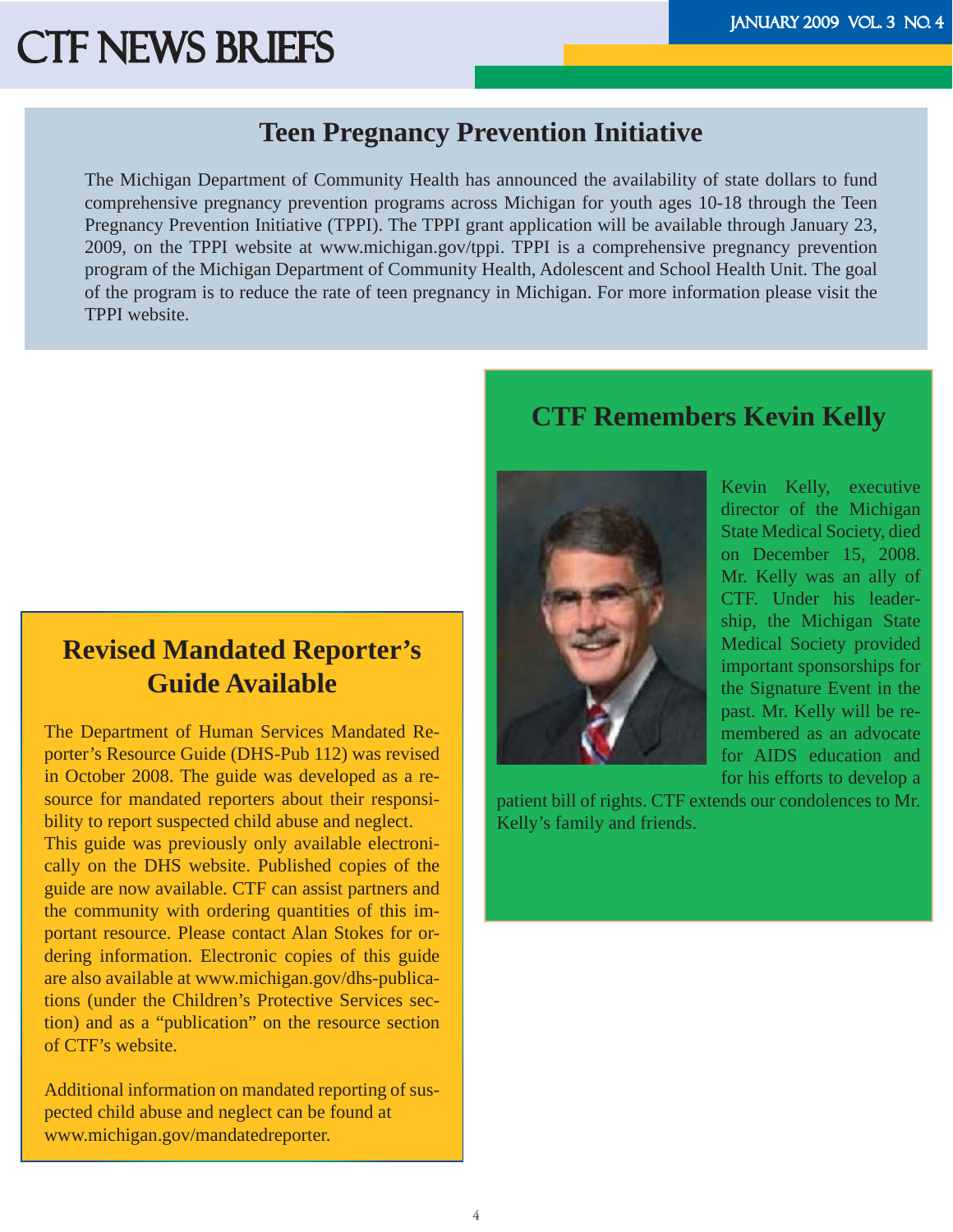# CTF NEWS BRIEFS

## Teen Pregnancy Prevention Initiative

The Michigan Department of Community Health has announced the availability of state dollars to fund comprehensive pregnancy prevention programs across Michigan for youth ages 10-18 through the Teen Pregnancy Prevention Initiative (TPPI). The TPPI grant application will be available through January 23, 2009, on the TPPI website at www.michigan.gov/tppi. TPPI is a comprehensive pregnancy prevention program of the Michigan Department of Community Health, Adolescent and School Health Unit. The goal of the program is to reduce the rate of teen pregnancy in Michigan. For more information please visit the TPPI website.

## CTF Remembers Kevin Kelly

Kevin Kelly, executive director of the Michigan State Medical Society, died on December 15, 2008. Mr. Kelly was an ally of CTF. Under his leadership, the Michigan State Medical Society provided important sponsorships for the Signature Event in the past. Mr. Kelly will be remembered as an advocate for AIDS education and for his efforts to develop a patient bill of rights. CTF extends our condolences to Mr. Kelly's family and friends.

## Revised Mandated Reporter's Guide Available

The Department of Human Services Mandated Reporter's Resource Guide (DHS-Pub 112) was revised in October 2008. The guide was developed as a resource for mandated reporters about their responsibility to report suspected child abuse and neglect. This guide was previously only available electronically on the DHS website. Published copies of the guide are now available. CTF can assist partners and the community with ordering quantities of this important resource. Please contact Alan Stokes for ordering information. Electronic copies of this guide are also available at www.michigan.gov/dhs-publications (under the Children's Protective Services section) and as a "publication" on the resource section of CTF's website.

Additional information on mandated reporting of suspected child abuse and neglect can be found at www.michigan.gov/mandatedreporter.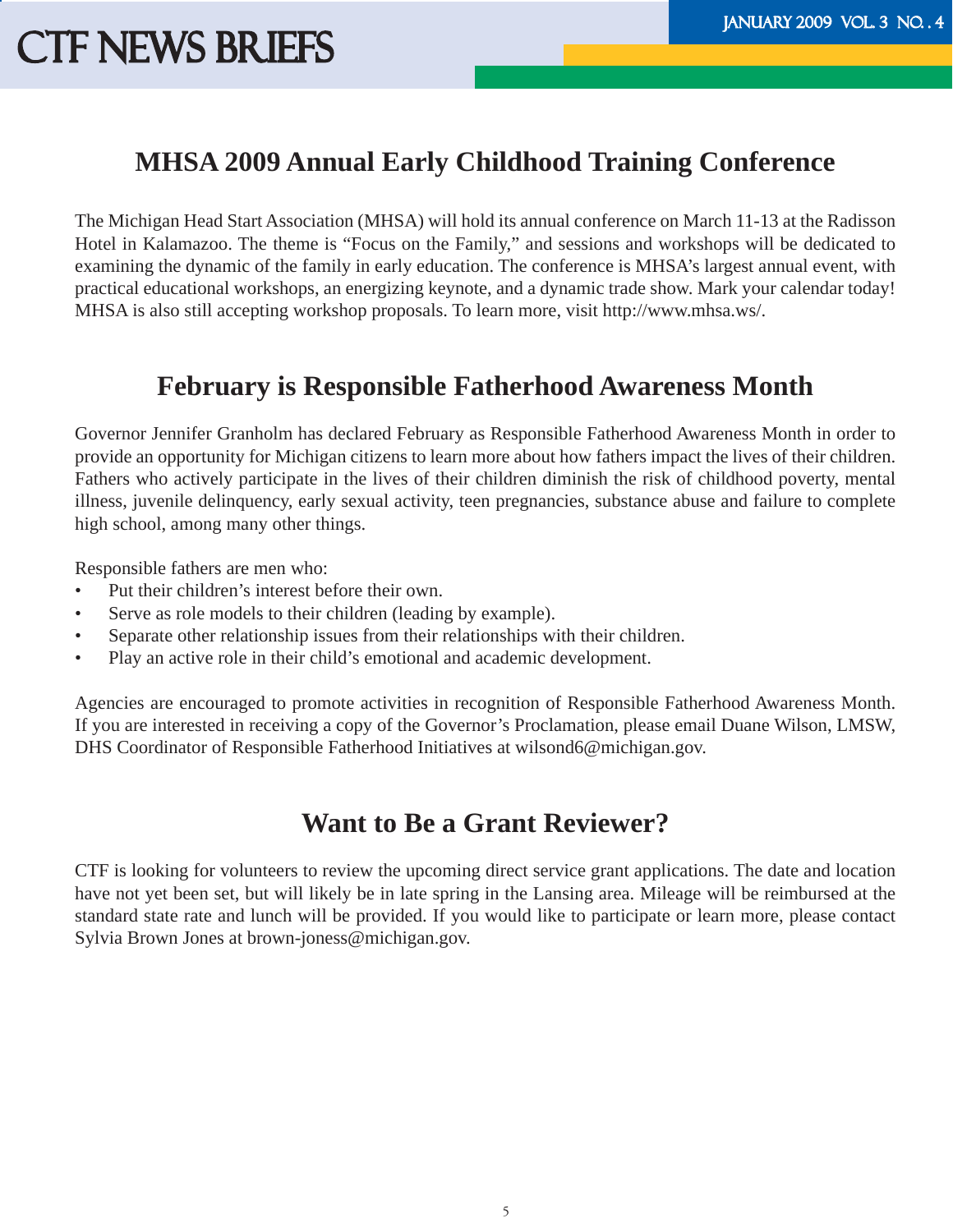## MHSA 2009 Annual Early Childhood Training Conference

The Michigan Head Start Association (MHSA) will hold its annual conference on March 11-13 at the Radisson Hotel in Kalamazoo. The theme is “Focus on the Family,” and sessions and workshops will be dedicated to examining the dynamic of the family in early education. The conference is MHSA’s largest annual event, with practical educational workshops, an energizing keynote, and a dynamic trade show. Mark your calendar today! MHSA is also still accepting workshop proposals. To learn more, visit http://www.mhsa.ws/.

## February is Responsible Fatherhood Awareness Month

Governor Jennifer Granholm has declared February as Responsible Fatherhood Awareness Month in order to provide an opportunity for Michigan citizens to learn more about how fathers impact the lives of their children. Fathers who actively participate in the lives of their children diminish the risk of childhood poverty, mental illness, juvenile delinquency, early sexual activity, teen pregnancies, substance abuse and failure to complete high school, among many other things.

Responsible fathers are men who:

- Put their children’s interest before their own.
- Serve as role models to their children (leading by example).
- Separate other relationship issues from their relationships with their children.
- Play an active role in their child’s emotional and academic development.

Agencies are encouraged to promote activities in recognition of Responsible Fatherhood Awareness Month. If you are interested in receiving a copy of the Governor’s Proclamation, please email Duane Wilson, LMSW, DHS Coordinator of Responsible Fatherhood Initiatives at wilsond6@michigan.gov.

## Want to Be a Grant Reviewer?

CTF is looking for volunteers to review the upcoming direct service grant applications. The date and location have not yet been set, but will likely be in late spring in the Lansing area. Mileage will be reimbursed at the standard state rate and lunch will be provided. If you would like to participate or learn more, please contact Sylvia Brown Jones at brown-joness@michigan.gov.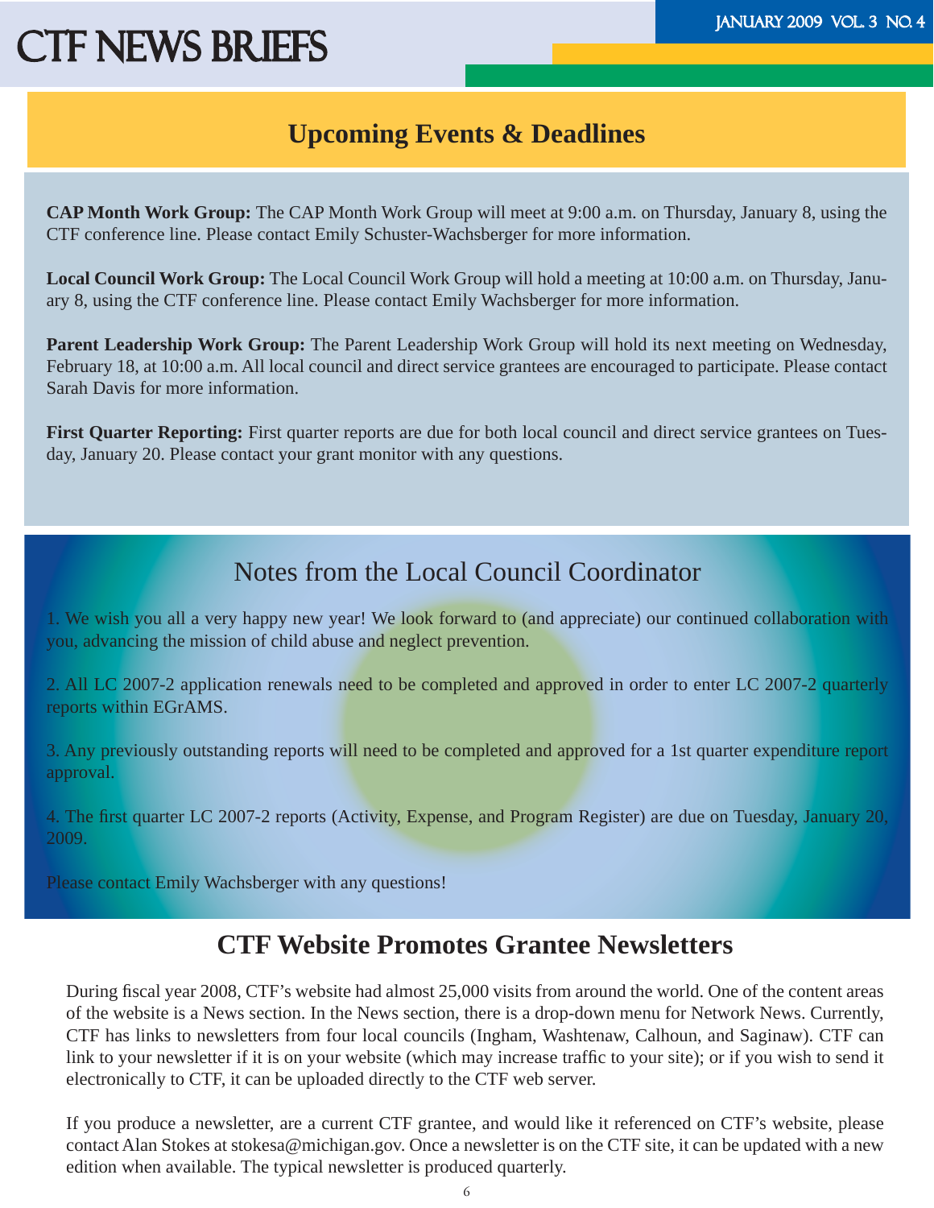# CTF NEWS BRIEFS

## Upcoming Events & Deadlines

**CAP Month Work Group:** The CAP Month Work Group will meet at 9:00 a.m. on Thursday, January 8, using the CTF conference line. Please contact Emily Schuster-Wachsberger for more information.

**Local Council Work Group:** The Local Council Work Group will hold a meeting at 10:00 a.m. on Thursday, January 8, using the CTF conference line. Please contact Emily Wachsberger for more information.

**Parent Leadership Work Group:** The Parent Leadership Work Group will hold its next meeting on Wednesday, February 18, at 10:00 a.m. All local council and direct service grantees are encouraged to participate. Please contact Sarah Davis for more information.

**First Quarter Reporting:** First quarter reports are due for both local council and direct service grantees on Tuesday, January 20. Please contact your grant monitor with any questions.

## Notes from the Local Council Coordinator

1. We wish you all a very happy new year! We look forward to (and appreciate) our continued collaboration with you, advancing the mission of child abuse and neglect prevention.

2. All LC 2007-2 application renewals need to be completed and approved in order to enter LC 2007-2 quarterly reports within EGrAMS.

3. Any previously outstanding reports will need to be completed and approved for a 1st quarter expenditure report approval.

4. The first quarter LC 2007-2 reports (Activity, Expense, and Program Register) are due on Tuesday, January 20, 2009.

Please contact Emily Wachsberger with any questions!

## CTF Website Promotes Grantee Newsletters

During fiscal year 2008, CTF's website had almost 25,000 visits from around the world. One of the content areas of the website is a News section. In the News section, there is a drop-down menu for Network News. Currently, CTF has links to newsletters from four local councils (Ingham, Washtenaw, Calhoun, and Saginaw). CTF can link to your newsletter if it is on your website (which may increase traffic to your site); or if you wish to send it electronically to CTF, it can be uploaded directly to the CTF web server.

If you produce a newsletter, are a current CTF grantee, and would like it referenced on CTF's website, please contact Alan Stokes at stokesa@michigan.gov. Once a newsletter is on the CTF site, it can be updated with a new edition when available. The typical newsletter is produced quarterly.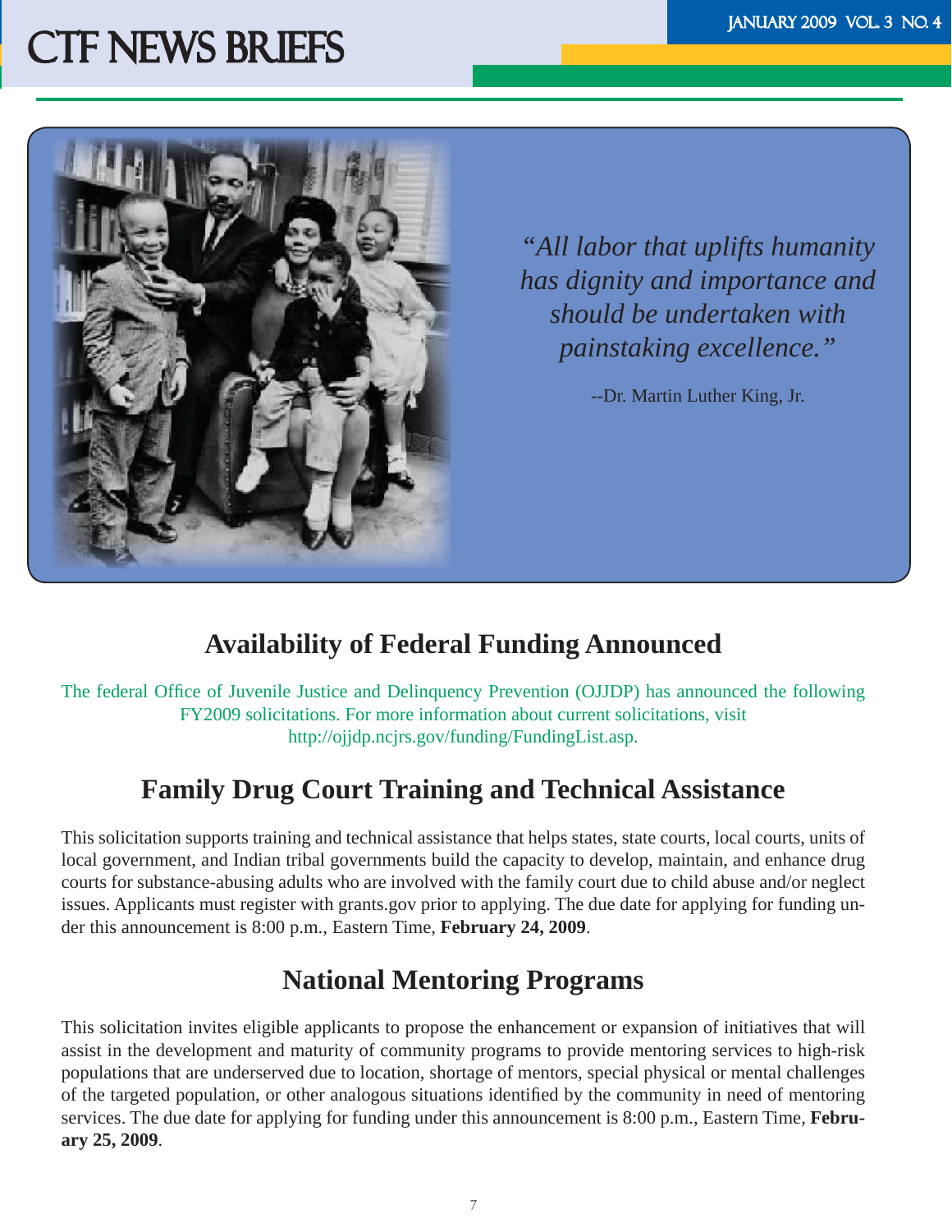*“All labor that uplifts humanity has dignity and importance and should be undertaken with painstaking excellence.”*

--Dr. Martin Luther King, Jr.

## Availability of Federal Funding Announced

The federal Office of Juvenile Justice and Delinquency Prevention (OJJDP) has announced the following FY2009 solicitations. For more information about current solicitations, visit http://ojjdp.ncjrs.gov/funding/FundingList.asp.

## Family Drug Court Training and Technical Assistance

This solicitation supports training and technical assistance that helps states, state courts, local courts, units of local government, and Indian tribal governments build the capacity to develop, maintain, and enhance drug courts for substance-abusing adults who are involved with the family court due to child abuse and/or neglect issues. Applicants must register with grants.gov prior to applying. The due date for applying for funding under this announcement is 8:00 p.m., Eastern Time, **February 24, 2009**.

## National Mentoring Programs

This solicitation invites eligible applicants to propose the enhancement or expansion of initiatives that will assist in the development and maturity of community programs to provide mentoring services to high-risk populations that are underserved due to location, shortage of mentors, special physical or mental challenges of the targeted population, or other analogous situations identified by the community in need of mentoring services. The due date for applying for funding under this announcement is 8:00 p.m., Eastern Time, **February 25, 2009**.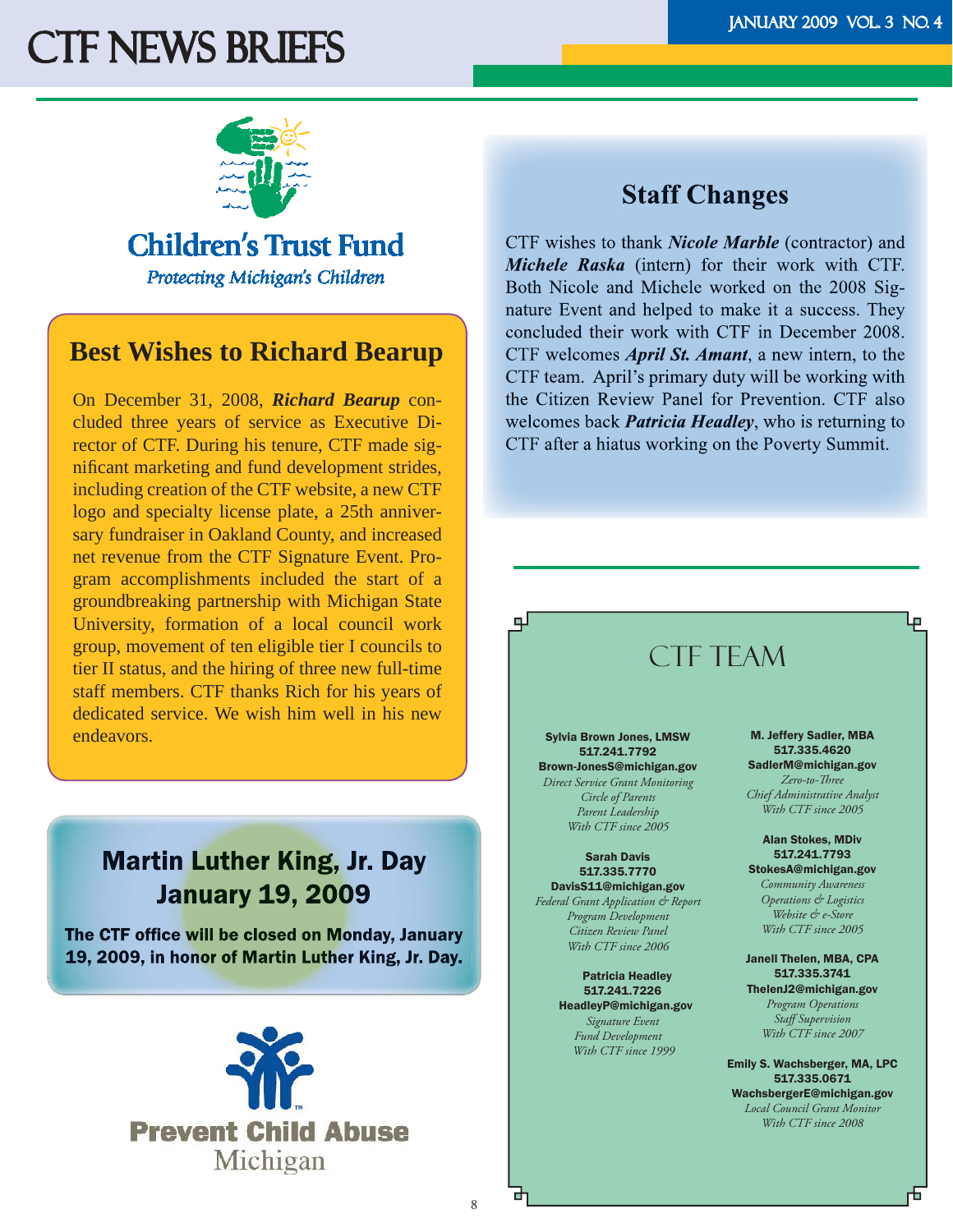# CTF NEWS BRIEFS

Children's Trust Fund

*Protecting Michigan's Children*

## Best Wishes to Richard Bearup

On December 31, 2008, ***Richard Bearup*** concluded three years of service as Executive Director of CTF. During his tenure, CTF made significant marketing and fund development strides, including creation of the CTF website, a new CTF logo and specialty license plate, a 25th anniversary fundraiser in Oakland County, and increased net revenue from the CTF Signature Event. Program accomplishments included the start of a groundbreaking partnership with Michigan State University, formation of a local council work group, movement of ten eligible tier I councils to tier II status, and the hiring of three new full-time staff members. CTF thanks Rich for his years of dedicated service. We wish him well in his new endeavors.

## Martin Luther King, Jr. Day January 19, 2009

**The CTF office will be closed on Monday, January 19, 2009, in honor of Martin Luther King, Jr. Day.**

Prevent Child Abuse Michigan

## Staff Changes

CTF wishes to thank ***Nicole Marble*** (contractor) and ***Michele Raska*** (intern) for their work with CTF. Both Nicole and Michele worked on the 2008 Signature Event and helped to make it a success. They concluded their work with CTF in December 2008. CTF welcomes ***April St. Amant***, a new intern, to the CTF team. April's primary duty will be working with the Citizen Review Panel for Prevention. CTF also welcomes back ***Patricia Headley***, who is returning to CTF after a hiatus working on the Poverty Summit.

## CTF TEAM

**Sylvia Brown Jones, LMSW**
**517.241.7792**
**Brown-JonesS@michigan.gov**
*Direct Service Grant Monitoring*
*Circle of Parents*
*Parent Leadership*
*With CTF since 2005*

**Sarah Davis**
**517.335.7770**
**DavisS11@michigan.gov**
*Federal Grant Application & Report*
*Program Development*
*Citizen Review Panel*
*With CTF since 2006*

**Patricia Headley**
**517.241.7226**
**HeadleyP@michigan.gov**
*Signature Event*
*Fund Development*
*With CTF since 1999*

**M. Jeffery Sadler, MBA**
**517.335.4620**
**SadlerM@michigan.gov**
*Zero-to-Three*
*Chief Administrative Analyst*
*With CTF since 2005*

**Alan Stokes, MDiv**
**517.241.7793**
**StokesA@michigan.gov**
*Community Awareness*
*Operations & Logistics*
*Website & e-Store*
*With CTF since 2005*

**Janell Thelen, MBA, CPA**
**517.335.3741**
**ThelenJ2@michigan.gov**
*Program Operations*
*Staff Supervision*
*With CTF since 2007*

**Emily S. Wachsberger, MA, LPC**
**517.335.0671**
**WachsbergerE@michigan.gov**
*Local Council Grant Monitor*
*With CTF since 2008*